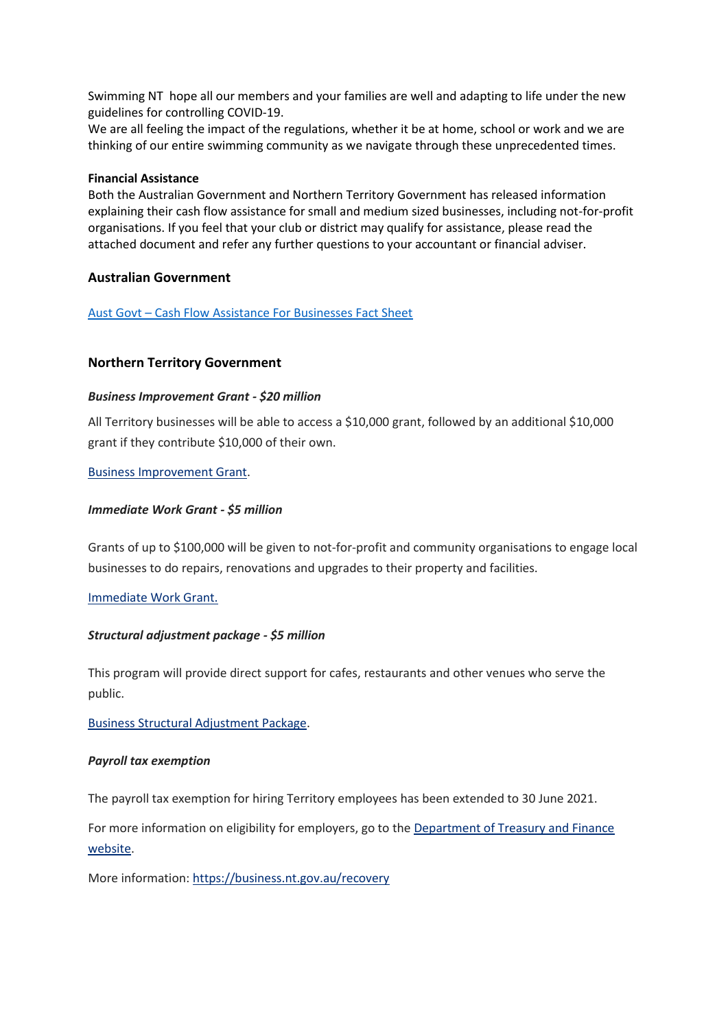Swimming NT hope all our members and your families are well and adapting to life under the new guidelines for controlling COVID-19.
We are all feeling the impact of the regulations, whether it be at home, school or work and we are thinking of our entire swimming community as we navigate through these unprecedented times.

**Financial Assistance**
Both the Australian Government and Northern Territory Government has released information explaining their cash flow assistance for small and medium sized businesses, including not-for-profit organisations. If you feel that your club or district may qualify for assistance, please read the attached document and refer any further questions to your accountant or financial adviser.

## Australian Government

[Aust Govt – Cash Flow Assistance For Businesses Fact Sheet]

## Northern Territory Government

### *Business Improvement Grant - $20 million*

All Territory businesses will be able to access a $10,000 grant, followed by an additional $10,000 grant if they contribute $10,000 of their own.

[Business Improvement Grant].

### *Immediate Work Grant - $5 million*

Grants of up to $100,000 will be given to not-for-profit and community organisations to engage local businesses to do repairs, renovations and upgrades to their property and facilities.

[Immediate Work Grant.]

### *Structural adjustment package - $5 million*

This program will provide direct support for cafes, restaurants and other venues who serve the public.

[Business Structural Adjustment Package].

### *Payroll tax exemption*

The payroll tax exemption for hiring Territory employees has been extended to 30 June 2021.

For more information on eligibility for employers, go to the [Department of Treasury and Finance website].

More information: https://business.nt.gov.au/recovery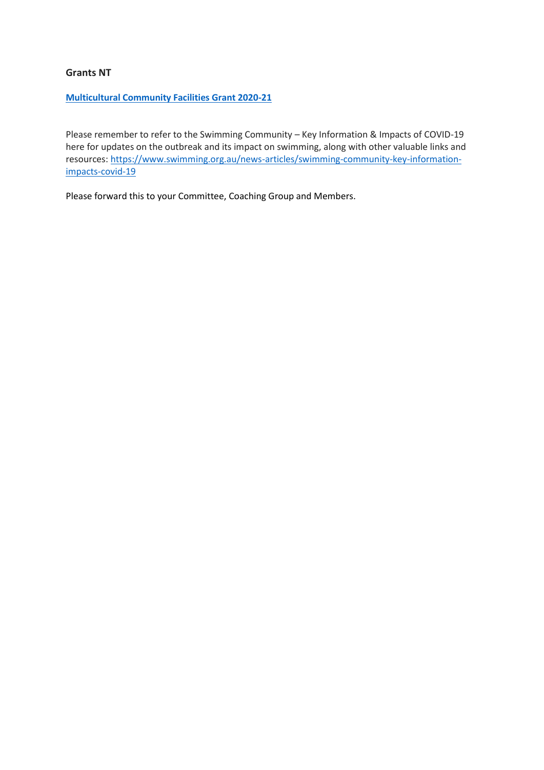**Grants NT**

**[Multicultural Community Facilities Grant 2020-21]**

Please remember to refer to the Swimming Community – Key Information & Impacts of COVID-19 here for updates on the outbreak and its impact on swimming, along with other valuable links and resources: https://www.swimming.org.au/news-articles/swimming-community-key-information-impacts-covid-19

Please forward this to your Committee, Coaching Group and Members.